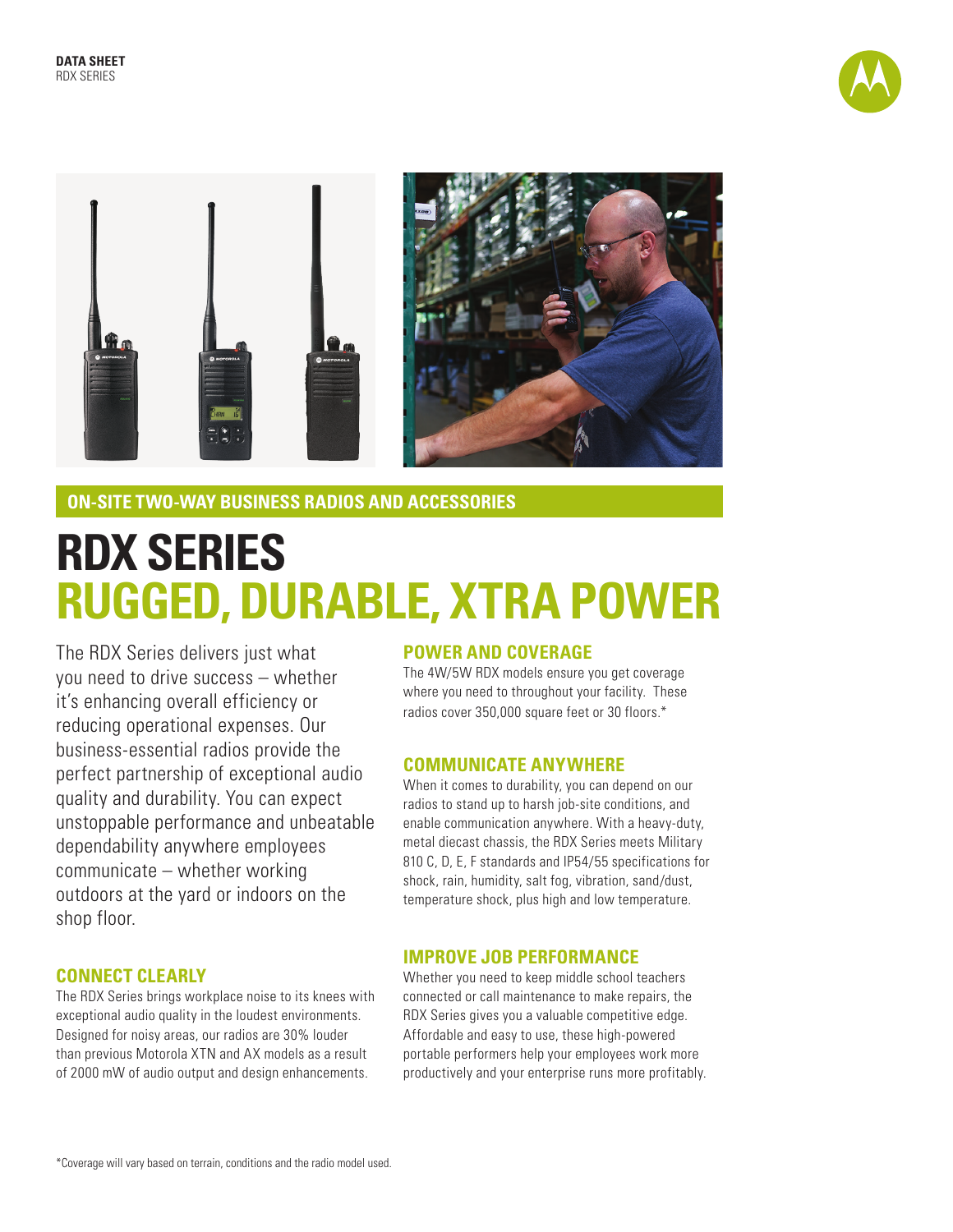**DATA SHEET**
RDX SERIES

**ON-SITE TWO-WAY BUSINESS RADIOS AND ACCESSORIES**

# RDX SERIES
# RUGGED, DURABLE, XTRA POWER

The RDX Series delivers just what you need to drive success – whether it's enhancing overall efficiency or reducing operational expenses. Our business-essential radios provide the perfect partnership of exceptional audio quality and durability. You can expect unstoppable performance and unbeatable dependability anywhere employees communicate – whether working outdoors at the yard or indoors on the shop floor.

## CONNECT CLEARLY

The RDX Series brings workplace noise to its knees with exceptional audio quality in the loudest environments. Designed for noisy areas, our radios are 30% louder than previous Motorola XTN and AX models as a result of 2000 mW of audio output and design enhancements.

## POWER AND COVERAGE

The 4W/5W RDX models ensure you get coverage where you need to throughout your facility. These radios cover 350,000 square feet or 30 floors.*

## COMMUNICATE ANYWHERE

When it comes to durability, you can depend on our radios to stand up to harsh job-site conditions, and enable communication anywhere. With a heavy-duty, metal diecast chassis, the RDX Series meets Military 810 C, D, E, F standards and IP54/55 specifications for shock, rain, humidity, salt fog, vibration, sand/dust, temperature shock, plus high and low temperature.

## IMPROVE JOB PERFORMANCE

Whether you need to keep middle school teachers connected or call maintenance to make repairs, the RDX Series gives you a valuable competitive edge. Affordable and easy to use, these high-powered portable performers help your employees work more productively and your enterprise runs more profitably.

*Coverage will vary based on terrain, conditions and the radio model used.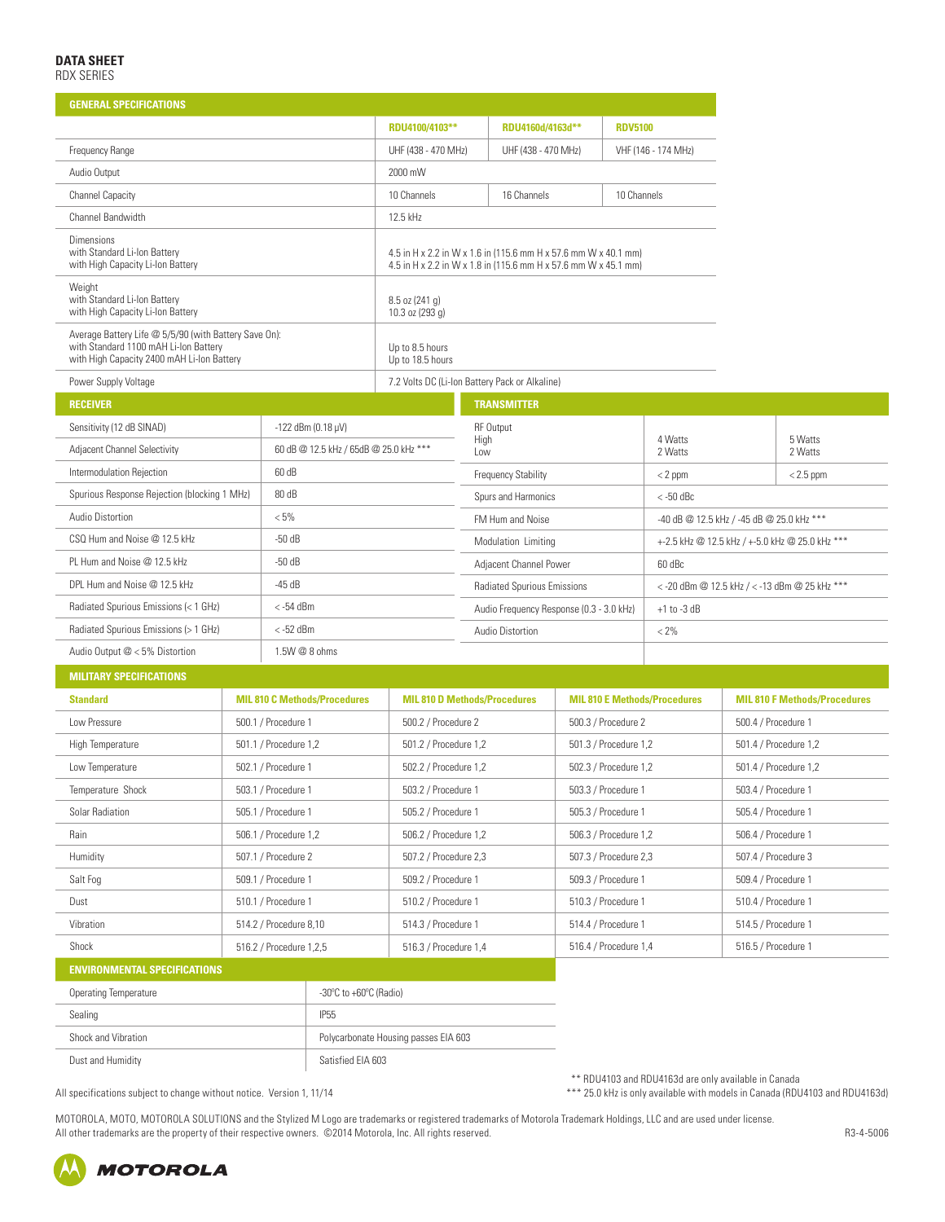**DATA SHEET**
RDX SERIES

## GENERAL SPECIFICATIONS

| | RDU4100/4103** | RDU4160d/4163d** | RDV5100 |
|---|---|---|---|
| Frequency Range | UHF (438 - 470 MHz) | UHF (438 - 470 MHz) | VHF (146 - 174 MHz) |
| Audio Output | 2000 mW | | |
| Channel Capacity | 10 Channels | 16 Channels | 10 Channels |
| Channel Bandwidth | 12.5 kHz | | |
| Dimensions<br>with Standard Li-Ion Battery<br>with High Capacity Li-Ion Battery | 4.5 in H x 2.2 in W x 1.6 in (115.6 mm H x 57.6 mm W x 40.1 mm)<br>4.5 in H x 2.2 in W x 1.8 in (115.6 mm H x 57.6 mm W x 45.1 mm) | | |
| Weight<br>with Standard Li-Ion Battery<br>with High Capacity Li-Ion Battery | 8.5 oz (241 g)<br>10.3 oz (293 g) | | |
| Average Battery Life @ 5/5/90 (with Battery Save On):<br>with Standard 1100 mAH Li-Ion Battery<br>with High Capacity 2400 mAH Li-Ion Battery | Up to 8.5 hours<br>Up to 18.5 hours | | |
| Power Supply Voltage | 7.2 Volts DC (Li-Ion Battery Pack or Alkaline) | | |

## RECEIVER

| | |
|---|---|
| Sensitivity (12 dB SINAD) | -122 dBm (0.18 µV) |
| Adjacent Channel Selectivity | 60 dB @ 12.5 kHz / 65dB @ 25.0 kHz *** |
| Intermodulation Rejection | 60 dB |
| Spurious Response Rejection (blocking 1 MHz) | 80 dB |
| Audio Distortion | < 5% |
| CSQ Hum and Noise @ 12.5 kHz | -50 dB |
| PL Hum and Noise @ 12.5 kHz | -50 dB |
| DPL Hum and Noise @ 12.5 kHz | -45 dB |
| Radiated Spurious Emissions (< 1 GHz) | < -54 dBm |
| Radiated Spurious Emissions (> 1 GHz) | < -52 dBm |
| Audio Output @ < 5% Distortion | 1.5W @ 8 ohms |

## TRANSMITTER

| | | |
|---|---|---|
| RF Output<br>High<br>Low | 4 Watts<br>2 Watts | 5 Watts<br>2 Watts |
| Frequency Stability | < 2 ppm | < 2.5 ppm |
| Spurs and Harmonics | < -50 dBc | |
| FM Hum and Noise | -40 dB @ 12.5 kHz / -45 dB @ 25.0 kHz *** | |
| Modulation Limiting | +-2.5 kHz @ 12.5 kHz / +-5.0 kHz @ 25.0 kHz *** | |
| Adjacent Channel Power | 60 dBc | |
| Radiated Spurious Emissions | < -20 dBm @ 12.5 kHz / < -13 dBm @ 25 kHz *** | |
| Audio Frequency Response (0.3 - 3.0 kHz) | +1 to -3 dB | |
| Audio Distortion | < 2% | |

## MILITARY SPECIFICATIONS

| Standard | MIL 810 C Methods/Procedures | MIL 810 D Methods/Procedures | MIL 810 E Methods/Procedures | MIL 810 F Methods/Procedures |
|---|---|---|---|---|
| Low Pressure | 500.1 / Procedure 1 | 500.2 / Procedure 2 | 500.3 / Procedure 2 | 500.4 / Procedure 1 |
| High Temperature | 501.1 / Procedure 1,2 | 501.2 / Procedure 1,2 | 501.3 / Procedure 1,2 | 501.4 / Procedure 1,2 |
| Low Temperature | 502.1 / Procedure 1 | 502.2 / Procedure 1,2 | 502.3 / Procedure 1,2 | 501.4 / Procedure 1,2 |
| Temperature Shock | 503.1 / Procedure 1 | 503.2 / Procedure 1 | 503.3 / Procedure 1 | 503.4 / Procedure 1 |
| Solar Radiation | 505.1 / Procedure 1 | 505.2 / Procedure 1 | 505.3 / Procedure 1 | 505.4 / Procedure 1 |
| Rain | 506.1 / Procedure 1,2 | 506.2 / Procedure 1,2 | 506.3 / Procedure 1,2 | 506.4 / Procedure 1 |
| Humidity | 507.1 / Procedure 2 | 507.2 / Procedure 2,3 | 507.3 / Procedure 2,3 | 507.4 / Procedure 3 |
| Salt Fog | 509.1 / Procedure 1 | 509.2 / Procedure 1 | 509.3 / Procedure 1 | 509.4 / Procedure 1 |
| Dust | 510.1 / Procedure 1 | 510.2 / Procedure 1 | 510.3 / Procedure 1 | 510.4 / Procedure 1 |
| Vibration | 514.2 / Procedure 8,10 | 514.3 / Procedure 1 | 514.4 / Procedure 1 | 514.5 / Procedure 1 |
| Shock | 516.2 / Procedure 1,2,5 | 516.3 / Procedure 1,4 | 516.4 / Procedure 1,4 | 516.5 / Procedure 1 |

## ENVIRONMENTAL SPECIFICATIONS

| | |
|---|---|
| Operating Temperature | -30°C to +60°C (Radio) |
| Sealing | IP55 |
| Shock and Vibration | Polycarbonate Housing passes EIA 603 |
| Dust and Humidity | Satisfied EIA 603 |

** RDU4103 and RDU4163d are only available in Canada
*** 25.0 kHz is only available with models in Canada (RDU4103 and RDU4163d)

All specifications subject to change without notice. Version 1, 11/14

MOTOROLA, MOTO, MOTOROLA SOLUTIONS and the Stylized M Logo are trademarks or registered trademarks of Motorola Trademark Holdings, LLC and are used under license.
All other trademarks are the property of their respective owners. ©2014 Motorola, Inc. All rights reserved.

R3-4-5006

MOTOROLA